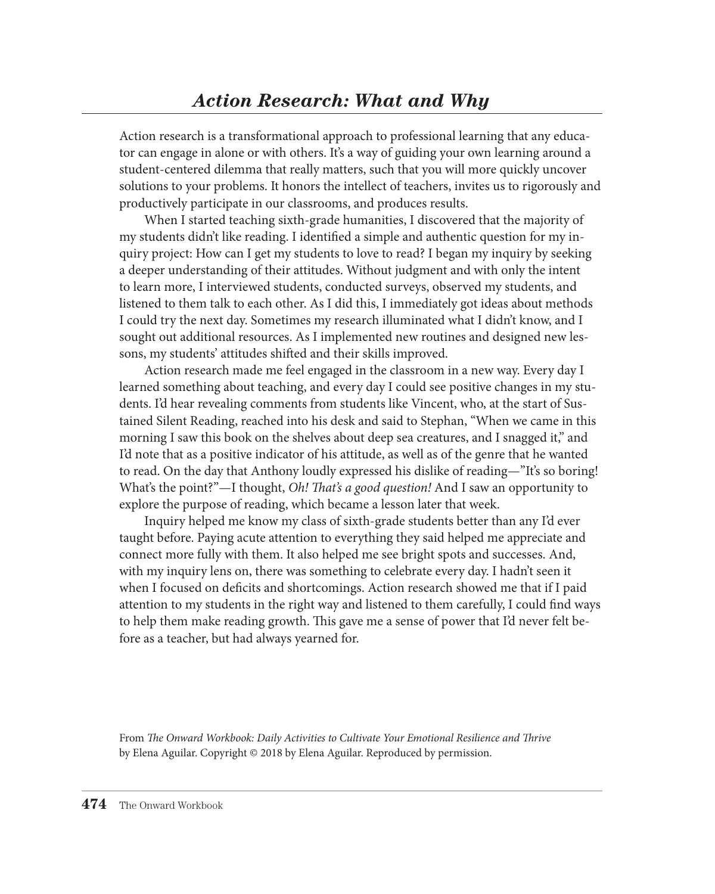## *Action Research: What and Why*

Action research is a transformational approach to professional learning that any educator can engage in alone or with others. It's a way of guiding your own learning around a student-centered dilemma that really matters, such that you will more quickly uncover solutions to your problems. It honors the intellect of teachers, invites us to rigorously and productively participate in our classrooms, and produces results.

When I started teaching sixth-grade humanities, I discovered that the majority of my students didn't like reading. I identified a simple and authentic question for my inquiry project: How can I get my students to love to read? I began my inquiry by seeking a deeper understanding of their attitudes. Without judgment and with only the intent to learn more, I interviewed students, conducted surveys, observed my students, and listened to them talk to each other. As I did this, I immediately got ideas about methods I could try the next day. Sometimes my research illuminated what I didn't know, and I sought out additional resources. As I implemented new routines and designed new lessons, my students' attitudes shifted and their skills improved.

Action research made me feel engaged in the classroom in a new way. Every day I learned something about teaching, and every day I could see positive changes in my students. I'd hear revealing comments from students like Vincent, who, at the start of Sustained Silent Reading, reached into his desk and said to Stephan, "When we came in this morning I saw this book on the shelves about deep sea creatures, and I snagged it," and I'd note that as a positive indicator of his attitude, as well as of the genre that he wanted to read. On the day that Anthony loudly expressed his dislike of reading—"It's so boring! What's the point?"—I thought, *Oh! That's a good question!* And I saw an opportunity to explore the purpose of reading, which became a lesson later that week.

Inquiry helped me know my class of sixth-grade students better than any I'd ever taught before. Paying acute attention to everything they said helped me appreciate and connect more fully with them. It also helped me see bright spots and successes. And, with my inquiry lens on, there was something to celebrate every day. I hadn't seen it when I focused on deficits and shortcomings. Action research showed me that if I paid attention to my students in the right way and listened to them carefully, I could find ways to help them make reading growth. This gave me a sense of power that I'd never felt before as a teacher, but had always yearned for.

From *The Onward Workbook: Daily Activities to Cultivate Your Emotional Resilience and Thrive* by Elena Aguilar. Copyright © 2018 by Elena Aguilar. Reproduced by permission.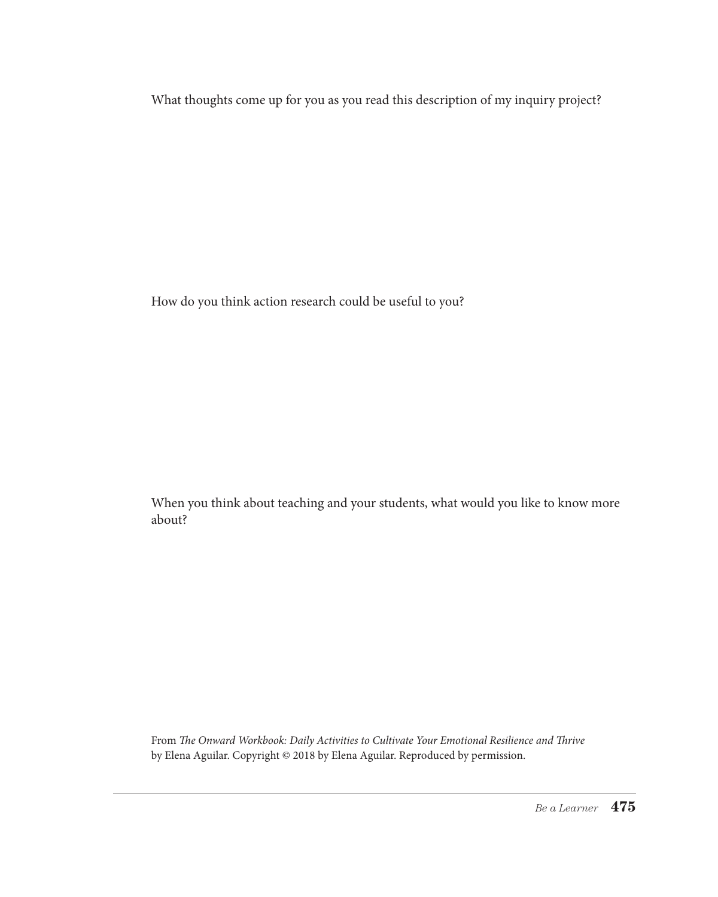What thoughts come up for you as you read this description of my inquiry project?

How do you think action research could be useful to you?

When you think about teaching and your students, what would you like to know more about?

From *The Onward Workbook: Daily Activities to Cultivate Your Emotional Resilience and Thrive* by Elena Aguilar. Copyright © 2018 by Elena Aguilar. Reproduced by permission.